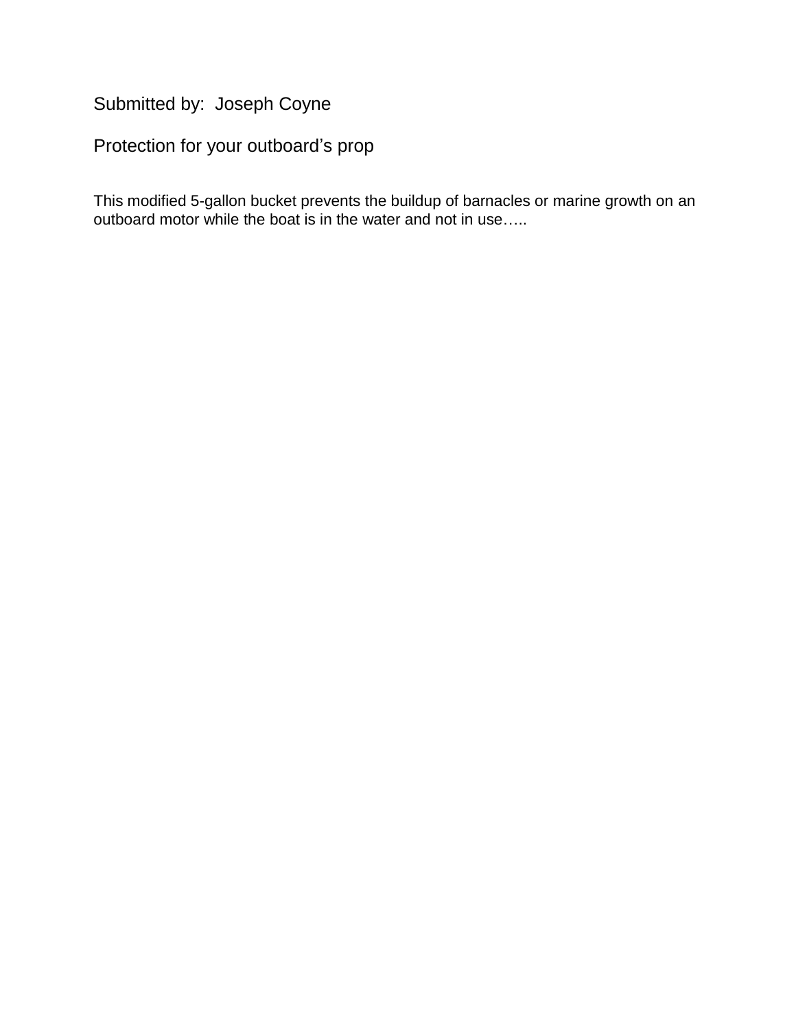Submitted by: Joseph Coyne

## Protection for your outboard's prop

This modified 5-gallon bucket prevents the buildup of barnacles or marine growth on an outboard motor while the boat is in the water and not in use…..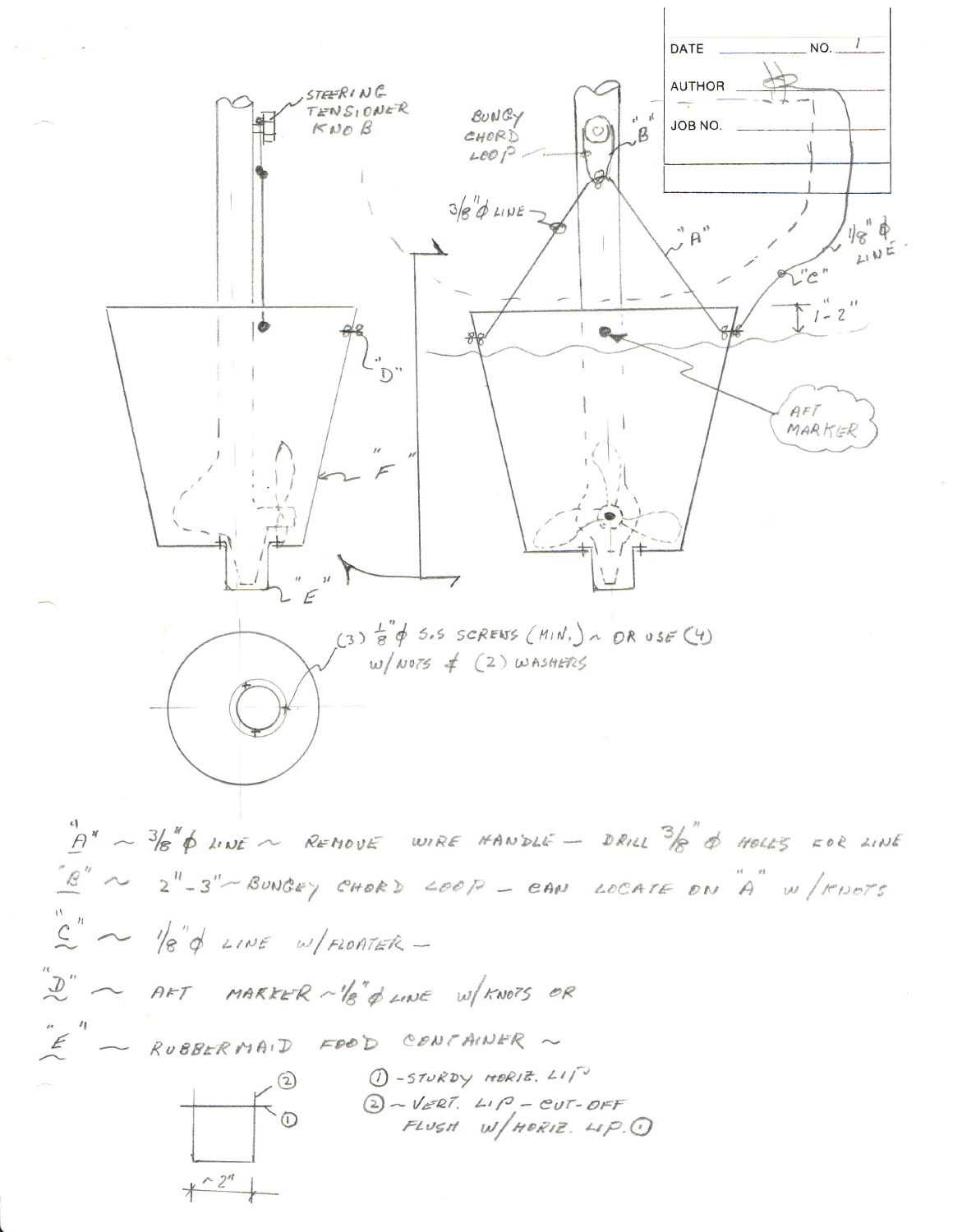| DATE | NO. 1 |
|---|---|
| AUTHOR | |
| JOB NO. | |

STEERING TENSIONER KNOB

"D"

"F"

"E"

BUNGY CHORD LOOP

"B"

3/8" Ø LINE

"A"

1/8" Ø LINE

"C"

1"-2"

AFT MARKER

(3) 1/8" Ø S.S SCREWS (MIN.) ~ OR USE (4) w/ NUTS & (2) WASHERS

"A" ~ 3/8" Ø LINE ~ REMOVE WIRE HANDLE — DRILL 3/8" Ø HOLES FOR LINE

"B" ~ 2"-3" ~ BUNGEY CHORD LOOP — CAN LOCATE ON "A" w/ KNOTS

"C" ~ 1/8" Ø LINE w/ FLOATER —

"D" ~ AFT MARKER ~ 1/8" Ø LINE w/ KNOTS OR

"E" ~ RUBBERMAID FOOD CONTAINER ~

① - STURDY HORIZ. LIP

② ~ VERT. LIP - CUT-OFF FLUSH w/ HORIZ. LIP ①

~2"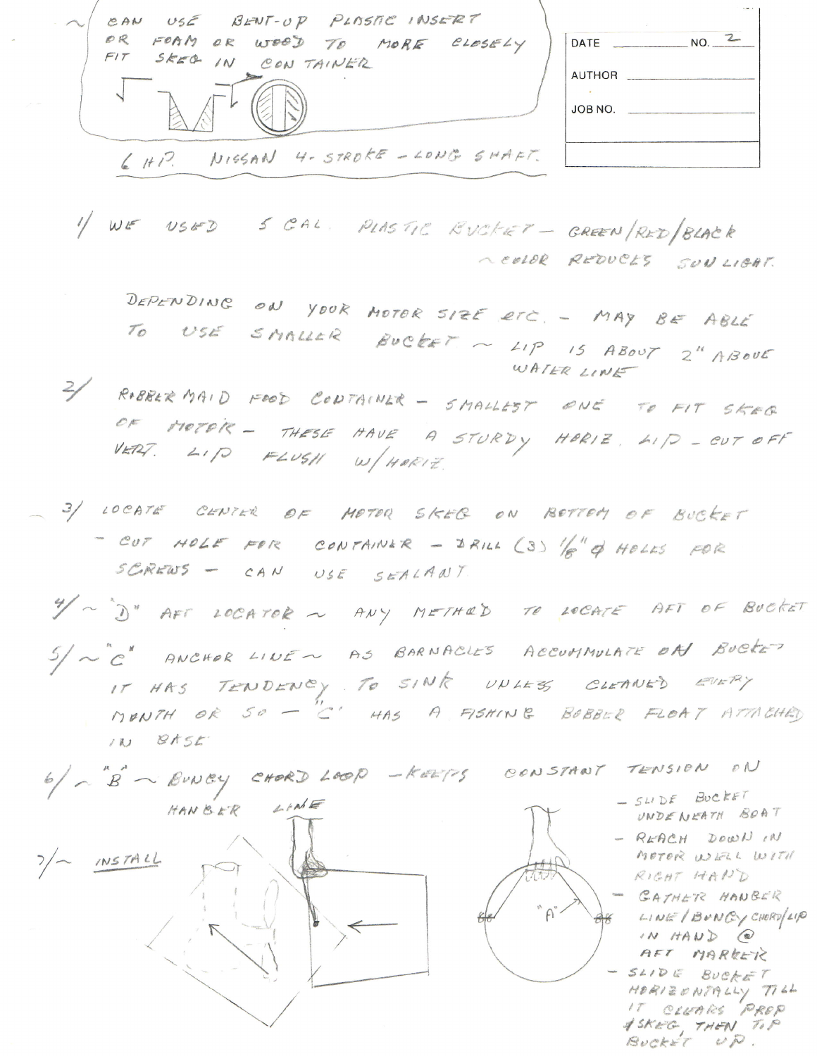~ CAN USE BENT-UP PLASTIC INSERT OR FOAM OR WOOD TO MORE CLOSELY FIT SKEG IN CONTAINER

| DATE | NO. 2 |
| --- | --- |
| AUTHOR | |
| JOB NO. | |

6 HP. NISSAN 4-STROKE - LONG SHAFT.

1/ WE USED 5 GAL. PLASTIC BUCKET - GREEN/RED/BLACK
~ COLOR REDUCES SUN LIGHT.

DEPENDING ON YOUR MOTOR SIZE ETC. - MAY BE ABLE TO USE SMALLER BUCKET ~ LIP IS ABOUT 2" ABOVE WATER LINE

2/ RUBBER MAID FOOD CONTAINER - SMALLEST ONE TO FIT SKEG OF MOTOR - THESE HAVE A STURDY HORIZ. LIP - CUT OFF VERT. LIP FLUSH W/ HORIZ.

3/ LOCATE CENTER OF MOTOR SKEG ON BOTTOM OF BUCKET
- CUT HOLE FOR CONTAINER - DRILL (3) 1/8" Ø HOLES FOR SCREWS - CAN USE SEALANT

4/ ~ "D" AFT LOCATOR ~ ANY METHOD TO LOCATE AFT OF BUCKET

5/ ~ "C" ANCHOR LINE ~ AS BARNACLES ACCUMMULATE ON BUCKET IT HAS TENDENCY TO SINK UNLESS CLEANED EVERY MONTH OR SO - "C" HAS A FISHING BOBBER FLOAT ATTACHED IN BASE

6/ ~ "B" ~ BUNGY CHORD LOOP - KEEPS CONSTANT TENSION ON HANGER LINE

7/ ~ INSTALL

"A"

- SLIDE BUCKET UNDERNEATH BOAT
- REACH DOWN IN MOTOR WELL WITH RIGHT HAND
- GATHER HANGER LINE / BUNGY CHORD / LIP IN HAND @ AFT MARKER
- SLIDE BUCKET HORIZONTALLY TILL IT CLEARS PROP & SKEG, THEN TIP BUCKET UP.